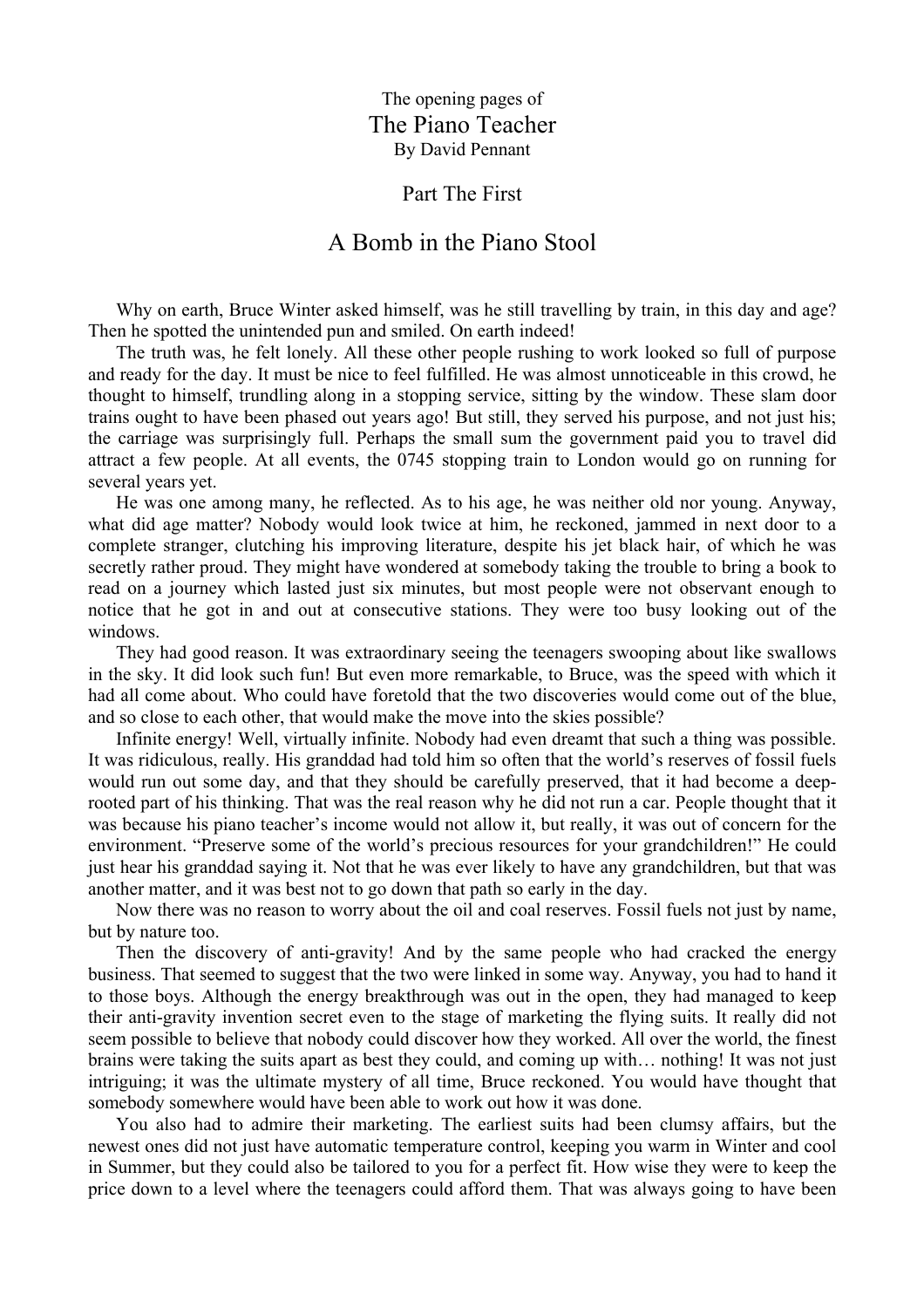The opening pages of

# The Piano Teacher

By David Pennant

## Part The First

## A Bomb in the Piano Stool

Why on earth, Bruce Winter asked himself, was he still travelling by train, in this day and age? Then he spotted the unintended pun and smiled. On earth indeed!

The truth was, he felt lonely. All these other people rushing to work looked so full of purpose and ready for the day. It must be nice to feel fulfilled. He was almost unnoticeable in this crowd, he thought to himself, trundling along in a stopping service, sitting by the window. These slam door trains ought to have been phased out years ago! But still, they served his purpose, and not just his; the carriage was surprisingly full. Perhaps the small sum the government paid you to travel did attract a few people. At all events, the 0745 stopping train to London would go on running for several years yet.

He was one among many, he reflected. As to his age, he was neither old nor young. Anyway, what did age matter? Nobody would look twice at him, he reckoned, jammed in next door to a complete stranger, clutching his improving literature, despite his jet black hair, of which he was secretly rather proud. They might have wondered at somebody taking the trouble to bring a book to read on a journey which lasted just six minutes, but most people were not observant enough to notice that he got in and out at consecutive stations. They were too busy looking out of the windows.

They had good reason. It was extraordinary seeing the teenagers swooping about like swallows in the sky. It did look such fun! But even more remarkable, to Bruce, was the speed with which it had all come about. Who could have foretold that the two discoveries would come out of the blue, and so close to each other, that would make the move into the skies possible?

Infinite energy! Well, virtually infinite. Nobody had even dreamt that such a thing was possible. It was ridiculous, really. His granddad had told him so often that the world's reserves of fossil fuels would run out some day, and that they should be carefully preserved, that it had become a deep-rooted part of his thinking. That was the real reason why he did not run a car. People thought that it was because his piano teacher's income would not allow it, but really, it was out of concern for the environment. "Preserve some of the world's precious resources for your grandchildren!" He could just hear his granddad saying it. Not that he was ever likely to have any grandchildren, but that was another matter, and it was best not to go down that path so early in the day.

Now there was no reason to worry about the oil and coal reserves. Fossil fuels not just by name, but by nature too.

Then the discovery of anti-gravity! And by the same people who had cracked the energy business. That seemed to suggest that the two were linked in some way. Anyway, you had to hand it to those boys. Although the energy breakthrough was out in the open, they had managed to keep their anti-gravity invention secret even to the stage of marketing the flying suits. It really did not seem possible to believe that nobody could discover how they worked. All over the world, the finest brains were taking the suits apart as best they could, and coming up with… nothing! It was not just intriguing; it was the ultimate mystery of all time, Bruce reckoned. You would have thought that somebody somewhere would have been able to work out how it was done.

You also had to admire their marketing. The earliest suits had been clumsy affairs, but the newest ones did not just have automatic temperature control, keeping you warm in Winter and cool in Summer, but they could also be tailored to you for a perfect fit. How wise they were to keep the price down to a level where the teenagers could afford them. That was always going to have been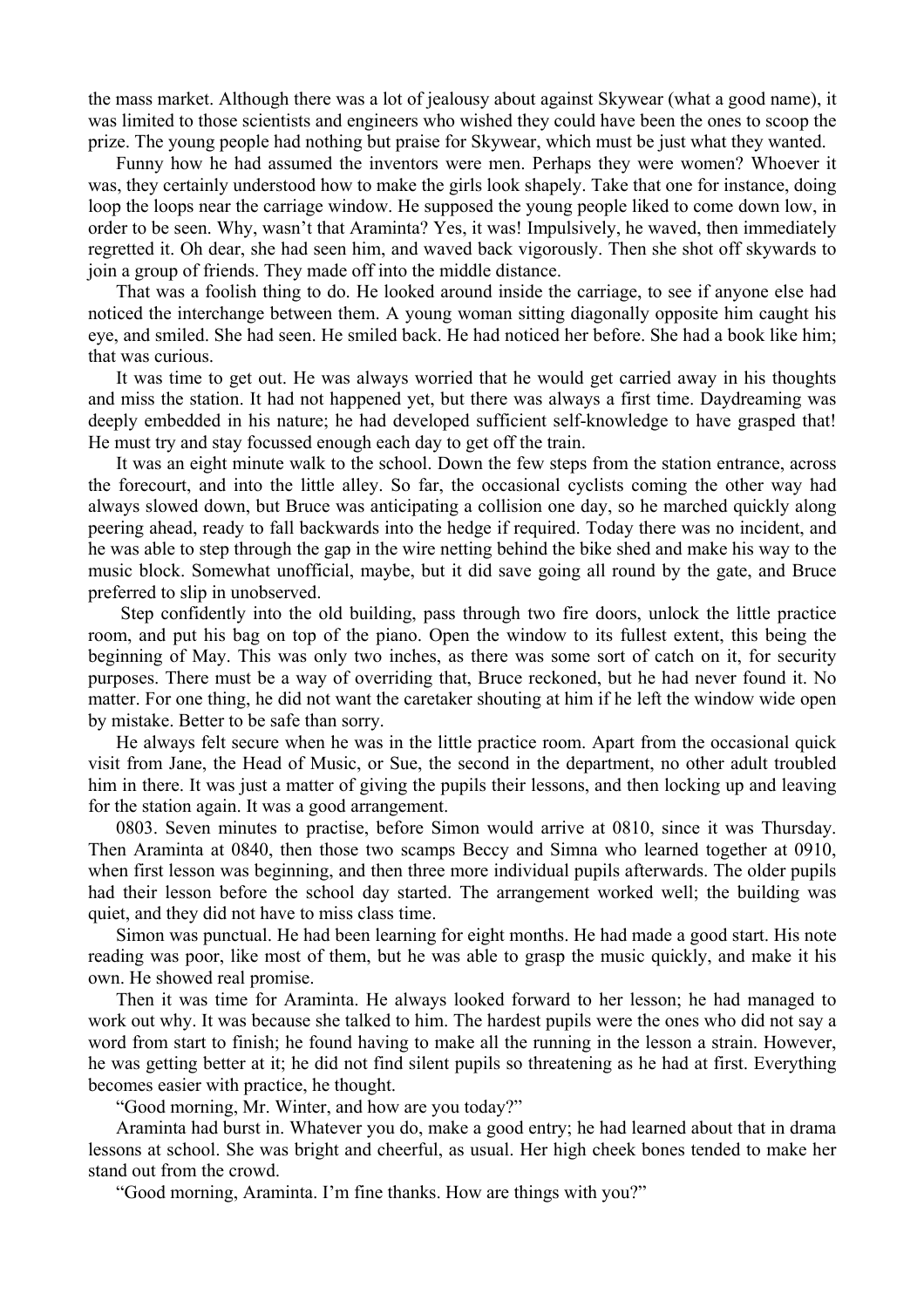the mass market. Although there was a lot of jealousy about against Skywear (what a good name), it was limited to those scientists and engineers who wished they could have been the ones to scoop the prize. The young people had nothing but praise for Skywear, which must be just what they wanted.

Funny how he had assumed the inventors were men. Perhaps they were women? Whoever it was, they certainly understood how to make the girls look shapely. Take that one for instance, doing loop the loops near the carriage window. He supposed the young people liked to come down low, in order to be seen. Why, wasn't that Araminta? Yes, it was! Impulsively, he waved, then immediately regretted it. Oh dear, she had seen him, and waved back vigorously. Then she shot off skywards to join a group of friends. They made off into the middle distance.

That was a foolish thing to do. He looked around inside the carriage, to see if anyone else had noticed the interchange between them. A young woman sitting diagonally opposite him caught his eye, and smiled. She had seen. He smiled back. He had noticed her before. She had a book like him; that was curious.

It was time to get out. He was always worried that he would get carried away in his thoughts and miss the station. It had not happened yet, but there was always a first time. Daydreaming was deeply embedded in his nature; he had developed sufficient self-knowledge to have grasped that! He must try and stay focussed enough each day to get off the train.

It was an eight minute walk to the school. Down the few steps from the station entrance, across the forecourt, and into the little alley. So far, the occasional cyclists coming the other way had always slowed down, but Bruce was anticipating a collision one day, so he marched quickly along peering ahead, ready to fall backwards into the hedge if required. Today there was no incident, and he was able to step through the gap in the wire netting behind the bike shed and make his way to the music block. Somewhat unofficial, maybe, but it did save going all round by the gate, and Bruce preferred to slip in unobserved.

Step confidently into the old building, pass through two fire doors, unlock the little practice room, and put his bag on top of the piano. Open the window to its fullest extent, this being the beginning of May. This was only two inches, as there was some sort of catch on it, for security purposes. There must be a way of overriding that, Bruce reckoned, but he had never found it. No matter. For one thing, he did not want the caretaker shouting at him if he left the window wide open by mistake. Better to be safe than sorry.

He always felt secure when he was in the little practice room. Apart from the occasional quick visit from Jane, the Head of Music, or Sue, the second in the department, no other adult troubled him in there. It was just a matter of giving the pupils their lessons, and then locking up and leaving for the station again. It was a good arrangement.

0803. Seven minutes to practise, before Simon would arrive at 0810, since it was Thursday. Then Araminta at 0840, then those two scamps Beccy and Simna who learned together at 0910, when first lesson was beginning, and then three more individual pupils afterwards. The older pupils had their lesson before the school day started. The arrangement worked well; the building was quiet, and they did not have to miss class time.

Simon was punctual. He had been learning for eight months. He had made a good start. His note reading was poor, like most of them, but he was able to grasp the music quickly, and make it his own. He showed real promise.

Then it was time for Araminta. He always looked forward to her lesson; he had managed to work out why. It was because she talked to him. The hardest pupils were the ones who did not say a word from start to finish; he found having to make all the running in the lesson a strain. However, he was getting better at it; he did not find silent pupils so threatening as he had at first. Everything becomes easier with practice, he thought.

"Good morning, Mr. Winter, and how are you today?"

Araminta had burst in. Whatever you do, make a good entry; he had learned about that in drama lessons at school. She was bright and cheerful, as usual. Her high cheek bones tended to make her stand out from the crowd.

"Good morning, Araminta. I'm fine thanks. How are things with you?"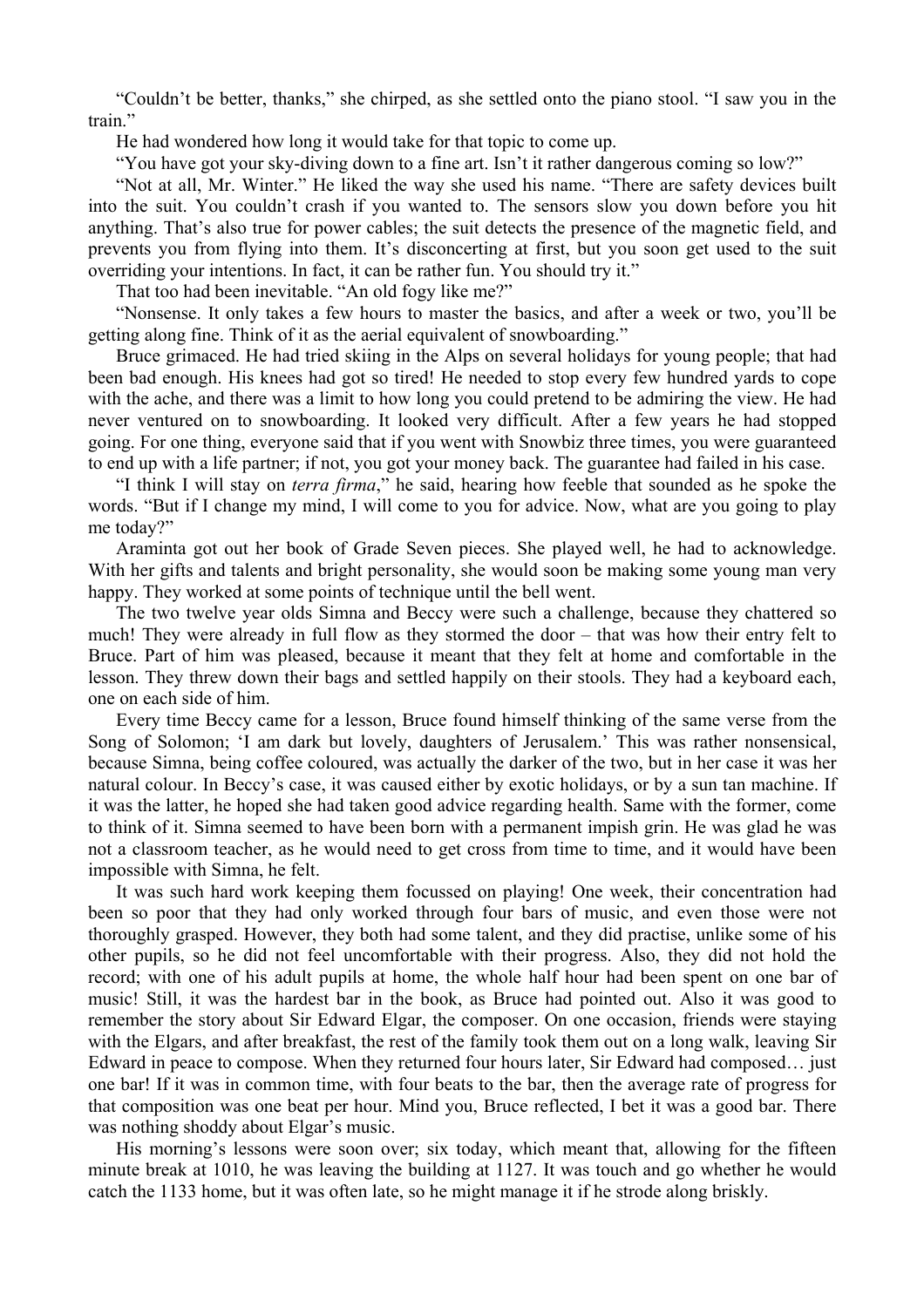"Couldn't be better, thanks," she chirped, as she settled onto the piano stool. "I saw you in the train."

He had wondered how long it would take for that topic to come up.

"You have got your sky-diving down to a fine art. Isn't it rather dangerous coming so low?"

"Not at all, Mr. Winter." He liked the way she used his name. "There are safety devices built into the suit. You couldn't crash if you wanted to. The sensors slow you down before you hit anything. That's also true for power cables; the suit detects the presence of the magnetic field, and prevents you from flying into them. It's disconcerting at first, but you soon get used to the suit overriding your intentions. In fact, it can be rather fun. You should try it."

That too had been inevitable. "An old fogy like me?"

"Nonsense. It only takes a few hours to master the basics, and after a week or two, you'll be getting along fine. Think of it as the aerial equivalent of snowboarding."

Bruce grimaced. He had tried skiing in the Alps on several holidays for young people; that had been bad enough. His knees had got so tired! He needed to stop every few hundred yards to cope with the ache, and there was a limit to how long you could pretend to be admiring the view. He had never ventured on to snowboarding. It looked very difficult. After a few years he had stopped going. For one thing, everyone said that if you went with Snowbiz three times, you were guaranteed to end up with a life partner; if not, you got your money back. The guarantee had failed in his case.

"I think I will stay on *terra firma*," he said, hearing how feeble that sounded as he spoke the words. "But if I change my mind, I will come to you for advice. Now, what are you going to play me today?"

Araminta got out her book of Grade Seven pieces. She played well, he had to acknowledge. With her gifts and talents and bright personality, she would soon be making some young man very happy. They worked at some points of technique until the bell went.

The two twelve year olds Simna and Beccy were such a challenge, because they chattered so much! They were already in full flow as they stormed the door – that was how their entry felt to Bruce. Part of him was pleased, because it meant that they felt at home and comfortable in the lesson. They threw down their bags and settled happily on their stools. They had a keyboard each, one on each side of him.

Every time Beccy came for a lesson, Bruce found himself thinking of the same verse from the Song of Solomon; 'I am dark but lovely, daughters of Jerusalem.' This was rather nonsensical, because Simna, being coffee coloured, was actually the darker of the two, but in her case it was her natural colour. In Beccy's case, it was caused either by exotic holidays, or by a sun tan machine. If it was the latter, he hoped she had taken good advice regarding health. Same with the former, come to think of it. Simna seemed to have been born with a permanent impish grin. He was glad he was not a classroom teacher, as he would need to get cross from time to time, and it would have been impossible with Simna, he felt.

It was such hard work keeping them focussed on playing! One week, their concentration had been so poor that they had only worked through four bars of music, and even those were not thoroughly grasped. However, they both had some talent, and they did practise, unlike some of his other pupils, so he did not feel uncomfortable with their progress. Also, they did not hold the record; with one of his adult pupils at home, the whole half hour had been spent on one bar of music! Still, it was the hardest bar in the book, as Bruce had pointed out. Also it was good to remember the story about Sir Edward Elgar, the composer. On one occasion, friends were staying with the Elgars, and after breakfast, the rest of the family took them out on a long walk, leaving Sir Edward in peace to compose. When they returned four hours later, Sir Edward had composed… just one bar! If it was in common time, with four beats to the bar, then the average rate of progress for that composition was one beat per hour. Mind you, Bruce reflected, I bet it was a good bar. There was nothing shoddy about Elgar's music.

His morning's lessons were soon over; six today, which meant that, allowing for the fifteen minute break at 1010, he was leaving the building at 1127. It was touch and go whether he would catch the 1133 home, but it was often late, so he might manage it if he strode along briskly.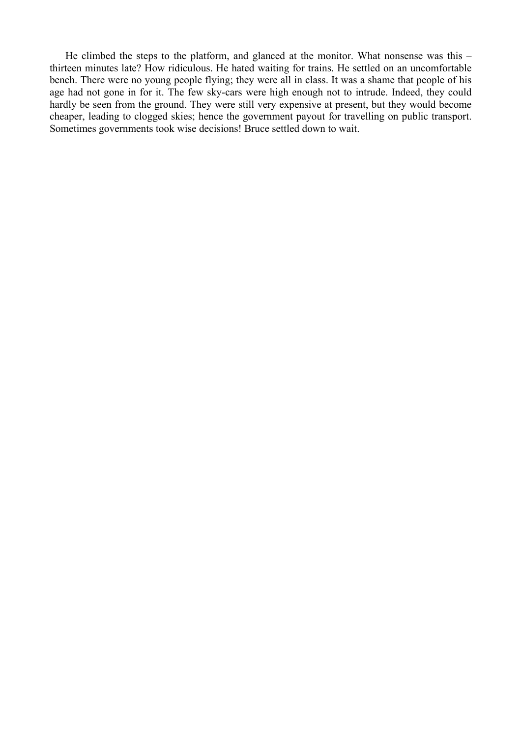He climbed the steps to the platform, and glanced at the monitor. What nonsense was this – thirteen minutes late? How ridiculous. He hated waiting for trains. He settled on an uncomfortable bench. There were no young people flying; they were all in class. It was a shame that people of his age had not gone in for it. The few sky-cars were high enough not to intrude. Indeed, they could hardly be seen from the ground. They were still very expensive at present, but they would become cheaper, leading to clogged skies; hence the government payout for travelling on public transport. Sometimes governments took wise decisions! Bruce settled down to wait.